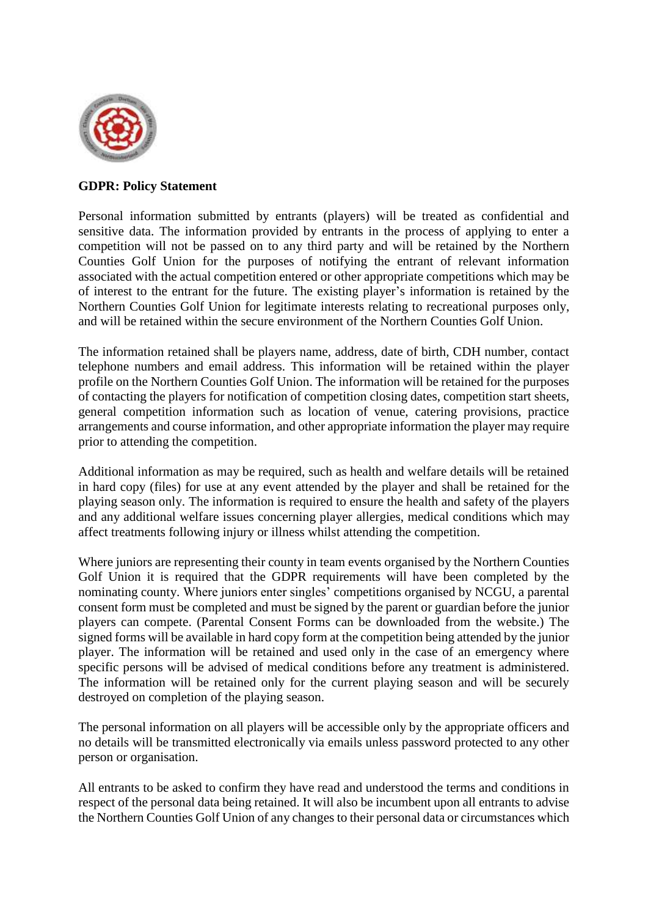**GDPR: Policy Statement**

Personal information submitted by entrants (players) will be treated as confidential and sensitive data. The information provided by entrants in the process of applying to enter a competition will not be passed on to any third party and will be retained by the Northern Counties Golf Union for the purposes of notifying the entrant of relevant information associated with the actual competition entered or other appropriate competitions which may be of interest to the entrant for the future. The existing player's information is retained by the Northern Counties Golf Union for legitimate interests relating to recreational purposes only, and will be retained within the secure environment of the Northern Counties Golf Union.

The information retained shall be players name, address, date of birth, CDH number, contact telephone numbers and email address. This information will be retained within the player profile on the Northern Counties Golf Union. The information will be retained for the purposes of contacting the players for notification of competition closing dates, competition start sheets, general competition information such as location of venue, catering provisions, practice arrangements and course information, and other appropriate information the player may require prior to attending the competition.

Additional information as may be required, such as health and welfare details will be retained in hard copy (files) for use at any event attended by the player and shall be retained for the playing season only. The information is required to ensure the health and safety of the players and any additional welfare issues concerning player allergies, medical conditions which may affect treatments following injury or illness whilst attending the competition.

Where juniors are representing their county in team events organised by the Northern Counties Golf Union it is required that the GDPR requirements will have been completed by the nominating county. Where juniors enter singles' competitions organised by NCGU, a parental consent form must be completed and must be signed by the parent or guardian before the junior players can compete. (Parental Consent Forms can be downloaded from the website.) The signed forms will be available in hard copy form at the competition being attended by the junior player. The information will be retained and used only in the case of an emergency where specific persons will be advised of medical conditions before any treatment is administered. The information will be retained only for the current playing season and will be securely destroyed on completion of the playing season.

The personal information on all players will be accessible only by the appropriate officers and no details will be transmitted electronically via emails unless password protected to any other person or organisation.

All entrants to be asked to confirm they have read and understood the terms and conditions in respect of the personal data being retained. It will also be incumbent upon all entrants to advise the Northern Counties Golf Union of any changes to their personal data or circumstances which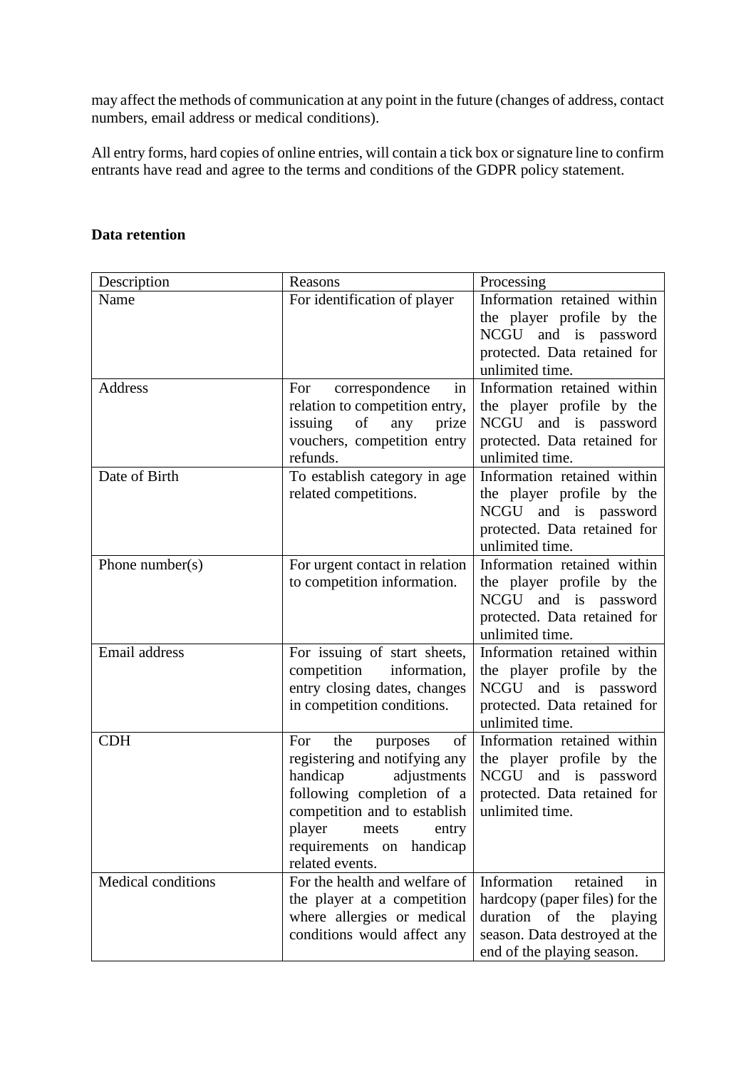may affect the methods of communication at any point in the future (changes of address, contact numbers, email address or medical conditions).

All entry forms, hard copies of online entries, will contain a tick box or signature line to confirm entrants have read and agree to the terms and conditions of the GDPR policy statement.

**Data retention**

| Description | Reasons | Processing |
|---|---|---|
| Name | For identification of player | Information retained within the player profile by the NCGU and is password protected. Data retained for unlimited time. |
| Address | For correspondence in relation to competition entry, issuing of any prize vouchers, competition entry refunds. | Information retained within the player profile by the NCGU and is password protected. Data retained for unlimited time. |
| Date of Birth | To establish category in age related competitions. | Information retained within the player profile by the NCGU and is password protected. Data retained for unlimited time. |
| Phone number(s) | For urgent contact in relation to competition information. | Information retained within the player profile by the NCGU and is password protected. Data retained for unlimited time. |
| Email address | For issuing of start sheets, competition information, entry closing dates, changes in competition conditions. | Information retained within the player profile by the NCGU and is password protected. Data retained for unlimited time. |
| CDH | For the purposes of registering and notifying any handicap adjustments following completion of a competition and to establish player meets entry requirements on handicap related events. | Information retained within the player profile by the NCGU and is password protected. Data retained for unlimited time. |
| Medical conditions | For the health and welfare of the player at a competition where allergies or medical conditions would affect any | Information retained in hardcopy (paper files) for the duration of the playing season. Data destroyed at the end of the playing season. |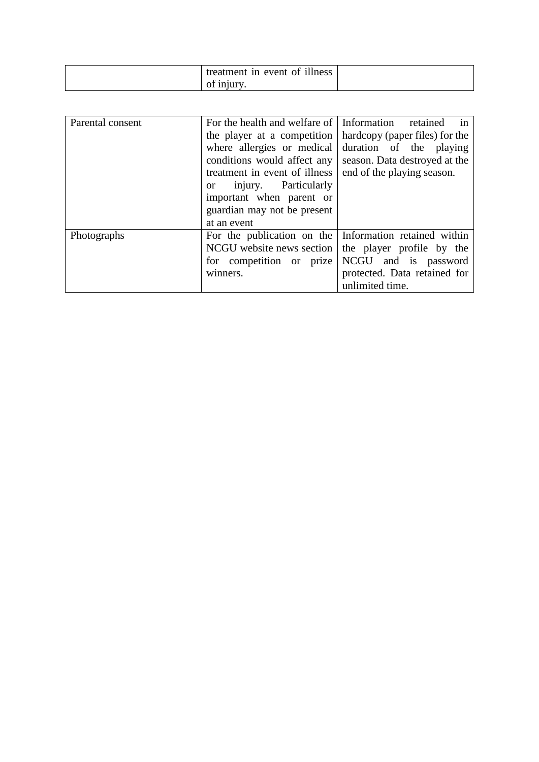| | | |
|---|---|---|
| | treatment in event of illness of injury. | |

| | | |
|---|---|---|
| Parental consent | For the health and welfare of the player at a competition where allergies or medical conditions would affect any treatment in event of illness or injury. Particularly important when parent or guardian may not be present at an event | Information retained in hardcopy (paper files) for the duration of the playing season. Data destroyed at the end of the playing season. |
| Photographs | For the publication on the NCGU website news section for competition or prize winners. | Information retained within the player profile by the NCGU and is password protected. Data retained for unlimited time. |